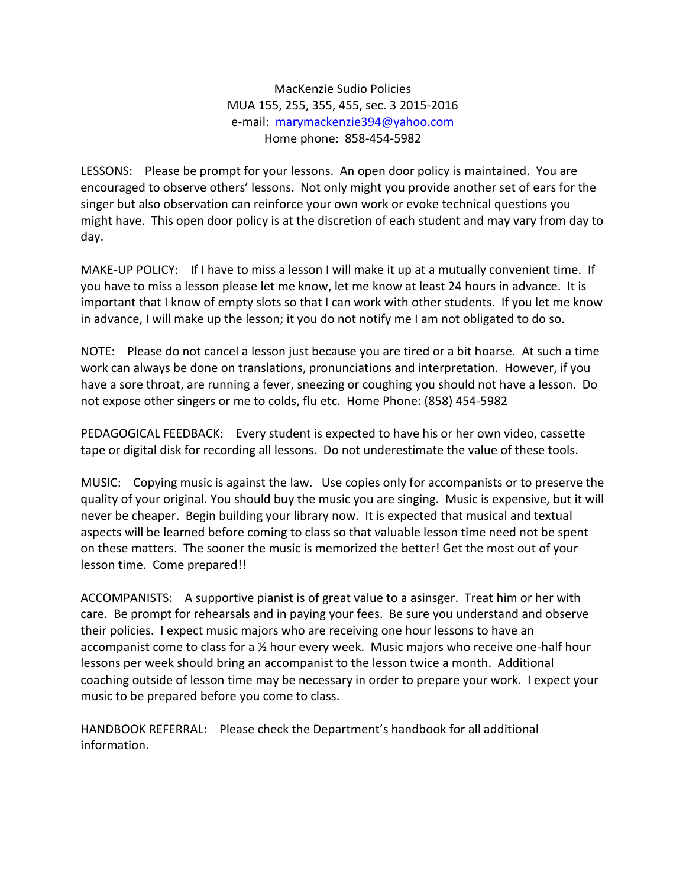# MacKenzie Sudio Policies

MUA 155, 255, 355, 455, sec. 3 2015-2016

e-mail: marymackenzie394@yahoo.com

Home phone: 858-454-5982

LESSONS: Please be prompt for your lessons. An open door policy is maintained. You are encouraged to observe others' lessons. Not only might you provide another set of ears for the singer but also observation can reinforce your own work or evoke technical questions you might have. This open door policy is at the discretion of each student and may vary from day to day.

MAKE-UP POLICY: If I have to miss a lesson I will make it up at a mutually convenient time. If you have to miss a lesson please let me know, let me know at least 24 hours in advance. It is important that I know of empty slots so that I can work with other students. If you let me know in advance, I will make up the lesson; it you do not notify me I am not obligated to do so.

NOTE: Please do not cancel a lesson just because you are tired or a bit hoarse. At such a time work can always be done on translations, pronunciations and interpretation. However, if you have a sore throat, are running a fever, sneezing or coughing you should not have a lesson. Do not expose other singers or me to colds, flu etc. Home Phone: (858) 454-5982

PEDAGOGICAL FEEDBACK: Every student is expected to have his or her own video, cassette tape or digital disk for recording all lessons. Do not underestimate the value of these tools.

MUSIC: Copying music is against the law. Use copies only for accompanists or to preserve the quality of your original. You should buy the music you are singing. Music is expensive, but it will never be cheaper. Begin building your library now. It is expected that musical and textual aspects will be learned before coming to class so that valuable lesson time need not be spent on these matters. The sooner the music is memorized the better! Get the most out of your lesson time. Come prepared!!

ACCOMPANISTS: A supportive pianist is of great value to a asinsger. Treat him or her with care. Be prompt for rehearsals and in paying your fees. Be sure you understand and observe their policies. I expect music majors who are receiving one hour lessons to have an accompanist come to class for a ½ hour every week. Music majors who receive one-half hour lessons per week should bring an accompanist to the lesson twice a month. Additional coaching outside of lesson time may be necessary in order to prepare your work. I expect your music to be prepared before you come to class.

HANDBOOK REFERRAL: Please check the Department's handbook for all additional information.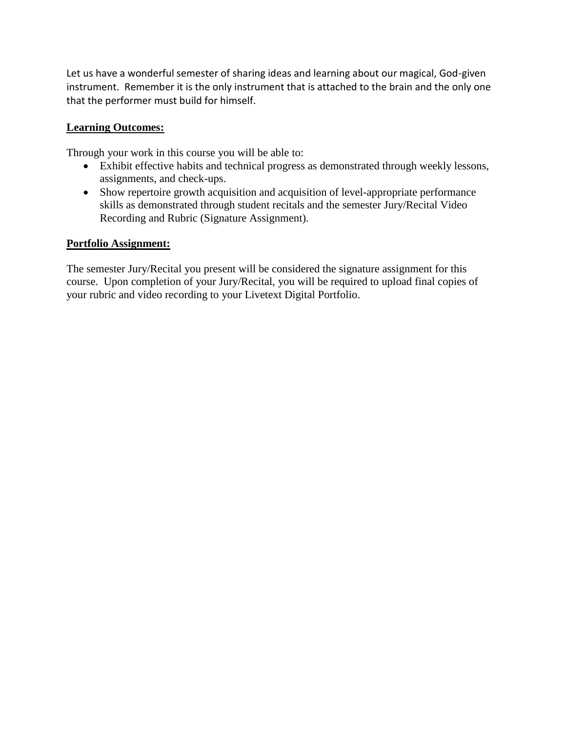Let us have a wonderful semester of sharing ideas and learning about our magical, God-given instrument. Remember it is the only instrument that is attached to the brain and the only one that the performer must build for himself.

**Learning Outcomes:**

Through your work in this course you will be able to:

- Exhibit effective habits and technical progress as demonstrated through weekly lessons, assignments, and check-ups.
- Show repertoire growth acquisition and acquisition of level-appropriate performance skills as demonstrated through student recitals and the semester Jury/Recital Video Recording and Rubric (Signature Assignment).

**Portfolio Assignment:**

The semester Jury/Recital you present will be considered the signature assignment for this course. Upon completion of your Jury/Recital, you will be required to upload final copies of your rubric and video recording to your Livetext Digital Portfolio.